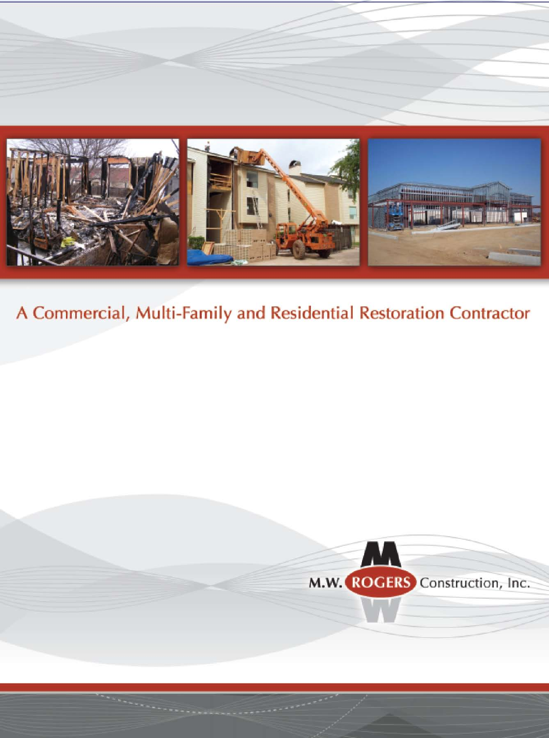A Commercial, Multi-Family and Residential Restoration Contractor

M.W. ROGERS Construction, Inc.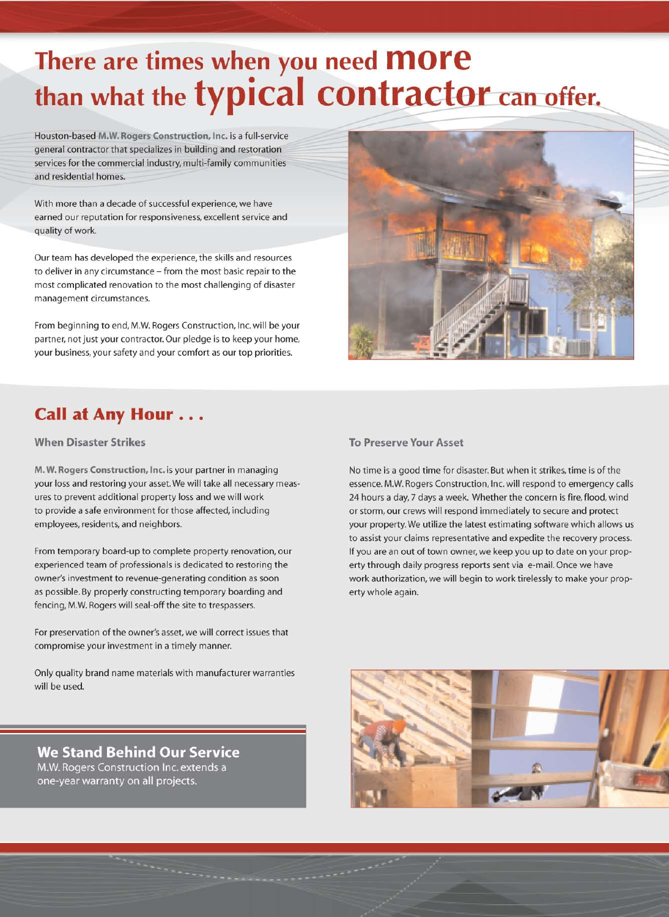# There are times when you need more than what the typical contractor can offer.

Houston-based **M.W. Rogers Construction, Inc.** is a full-service general contractor that specializes in building and restoration services for the commercial industry, multi-family communities and residential homes.

With more than a decade of successful experience, we have earned our reputation for responsiveness, excellent service and quality of work.

Our team has developed the experience, the skills and resources to deliver in any circumstance – from the most basic repair to the most complicated renovation to the most challenging of disaster management circumstances.

From beginning to end, M.W. Rogers Construction, Inc. will be your partner, not just your contractor. Our pledge is to keep your home, your business, your safety and your comfort as our top priorities.

## Call at Any Hour . . .

### When Disaster Strikes

**M. W. Rogers Construction, Inc.** is your partner in managing your loss and restoring your asset. We will take all necessary measures to prevent additional property loss and we will work to provide a safe environment for those affected, including employees, residents, and neighbors.

From temporary board-up to complete property renovation, our experienced team of professionals is dedicated to restoring the owner's investment to revenue-generating condition as soon as possible. By properly constructing temporary boarding and fencing, M.W. Rogers will seal-off the site to trespassers.

For preservation of the owner's asset, we will correct issues that compromise your investment in a timely manner.

Only quality brand name materials with manufacturer warranties will be used.

### To Preserve Your Asset

No time is a good time for disaster. But when it strikes, time is of the essence. M.W. Rogers Construction, Inc. will respond to emergency calls 24 hours a day, 7 days a week. Whether the concern is fire, flood, wind or storm, our crews will respond immediately to secure and protect your property. We utilize the latest estimating software which allows us to assist your claims representative and expedite the recovery process. If you are an out of town owner, we keep you up to date on your property through daily progress reports sent via e-mail. Once we have work authorization, we will begin to work tirelessly to make your property whole again.

### We Stand Behind Our Service

M.W. Rogers Construction Inc. extends a one-year warranty on all projects.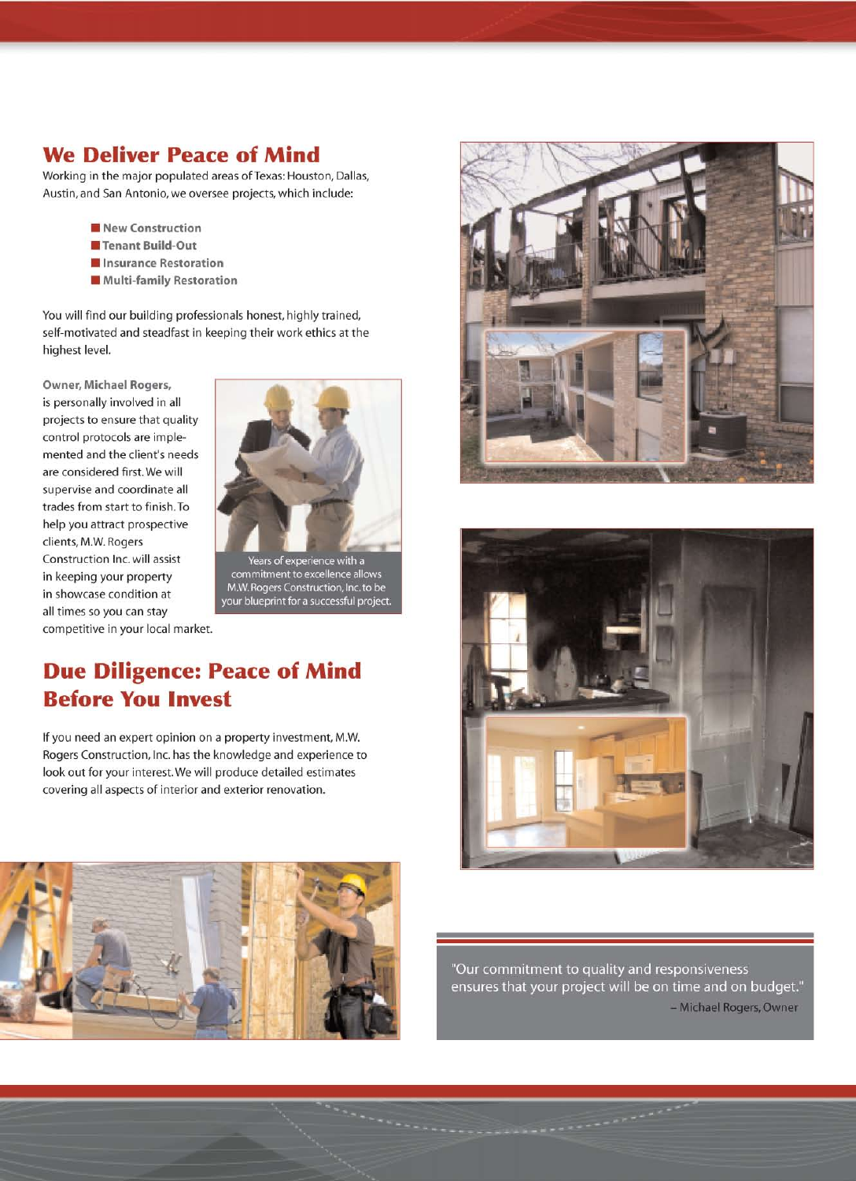## We Deliver Peace of Mind

Working in the major populated areas of Texas: Houston, Dallas, Austin, and San Antonio, we oversee projects, which include:

- New Construction
- Tenant Build-Out
- Insurance Restoration
- Multi-family Restoration

You will find our building professionals honest, highly trained, self-motivated and steadfast in keeping their work ethics at the highest level.

Owner, Michael Rogers, is personally involved in all projects to ensure that quality control protocols are implemented and the client's needs are considered first. We will supervise and coordinate all trades from start to finish. To help you attract prospective clients, M.W. Rogers Construction Inc. will assist in keeping your property in showcase condition at all times so you can stay competitive in your local market.

Years of experience with a commitment to excellence allows M.W. Rogers Construction, Inc. to be your blueprint for a successful project.

## Due Diligence: Peace of Mind Before You Invest

If you need an expert opinion on a property investment, M.W. Rogers Construction, Inc. has the knowledge and experience to look out for your interest. We will produce detailed estimates covering all aspects of interior and exterior renovation.

"Our commitment to quality and responsiveness ensures that your project will be on time and on budget."
– Michael Rogers, Owner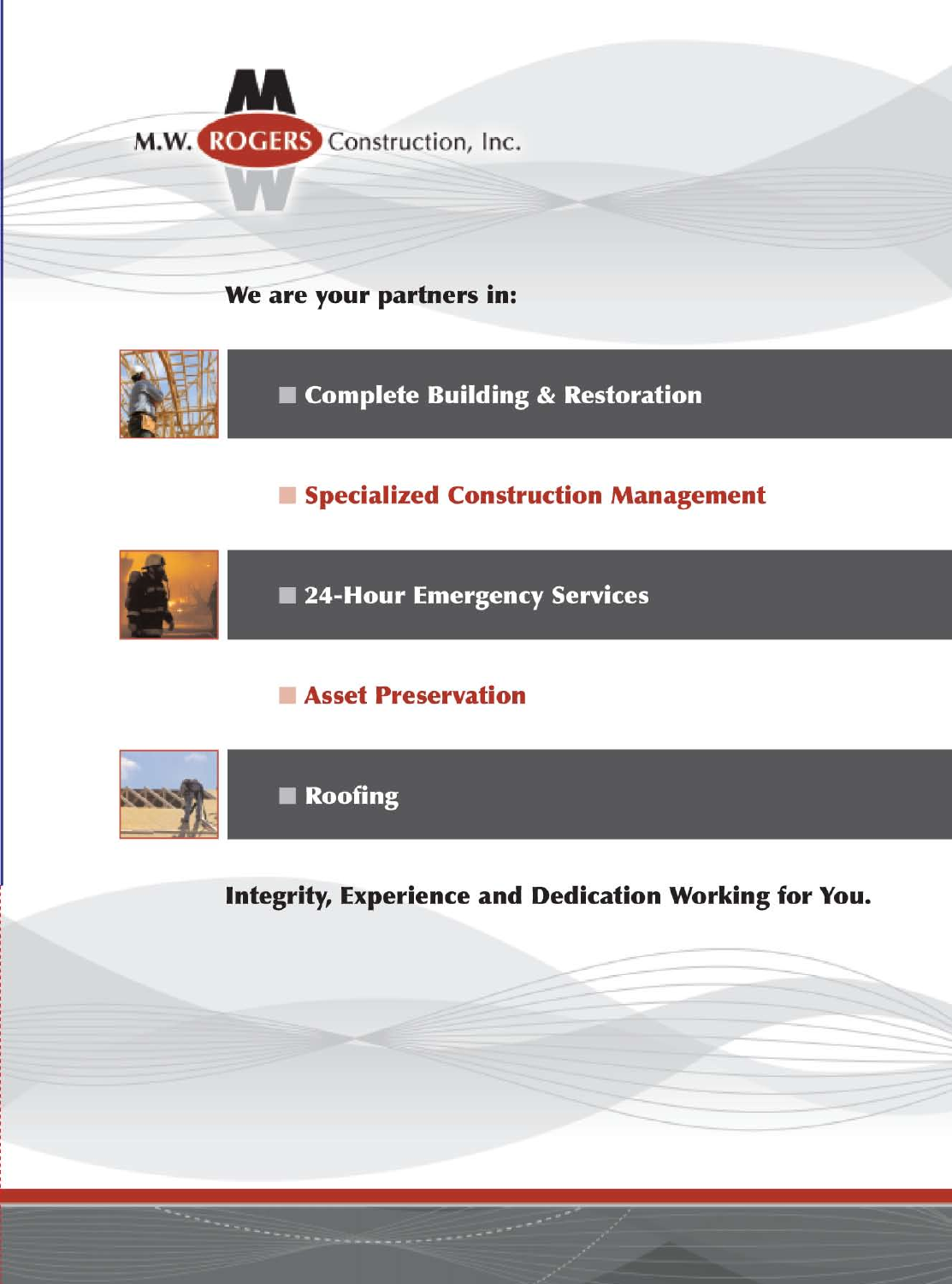# M.W. ROGERS Construction, Inc.

**We are your partners in:**

- **Complete Building & Restoration**
- **Specialized Construction Management**
- **24-Hour Emergency Services**
- **Asset Preservation**
- **Roofing**

**Integrity, Experience and Dedication Working for You.**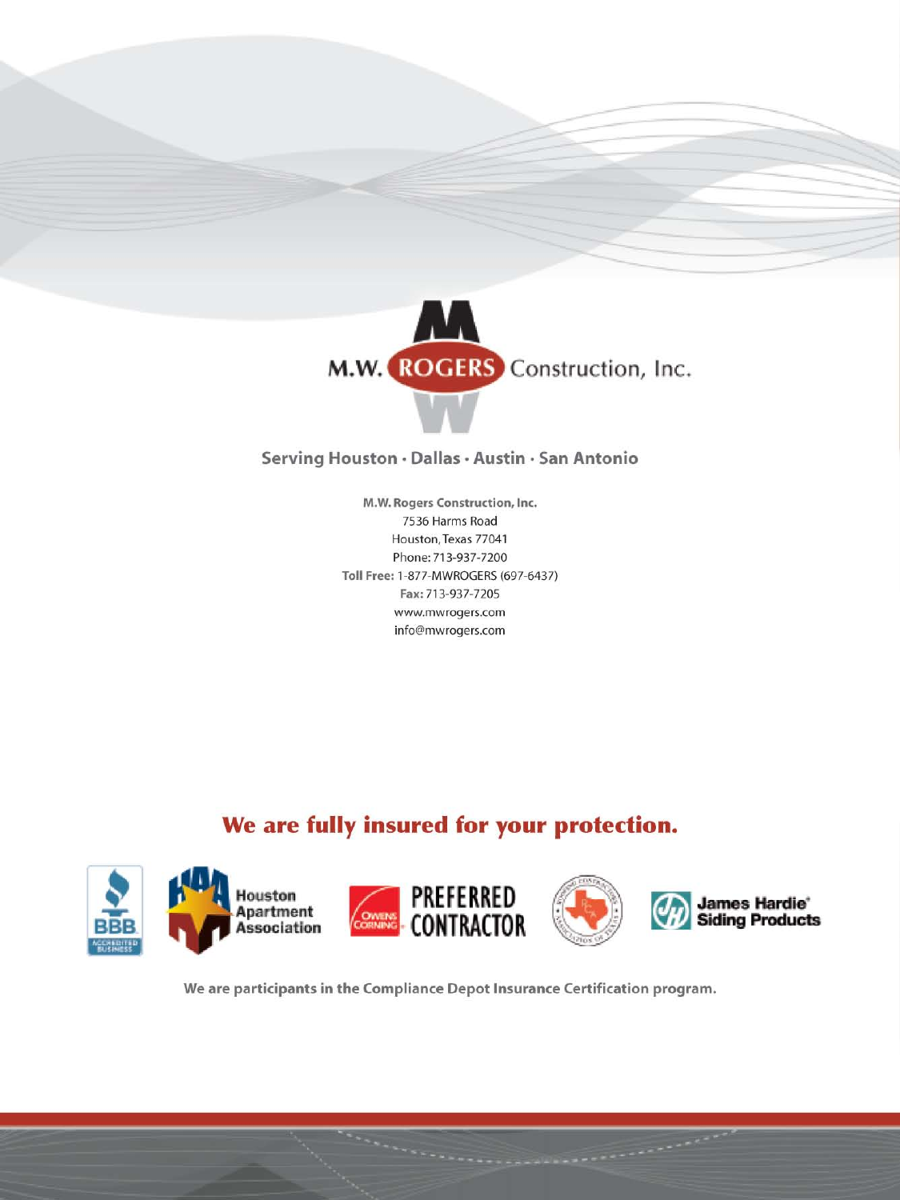M.W. ROGERS Construction, Inc.

Serving Houston · Dallas · Austin · San Antonio

**M.W. Rogers Construction, Inc.**
7536 Harms Road
Houston, Texas 77041
Phone: 713-937-7200
**Toll Free:** 1-877-MWROGERS (697-6437)
**Fax:** 713-937-7205
www.mwrogers.com
info@mwrogers.com

## We are fully insured for your protection.

BBB Accredited Business · Houston Apartment Association · Owens Corning Preferred Contractor · Roofing Contractors Association of Texas · James Hardie® Siding Products

**We are participants in the Compliance Depot Insurance Certification program.**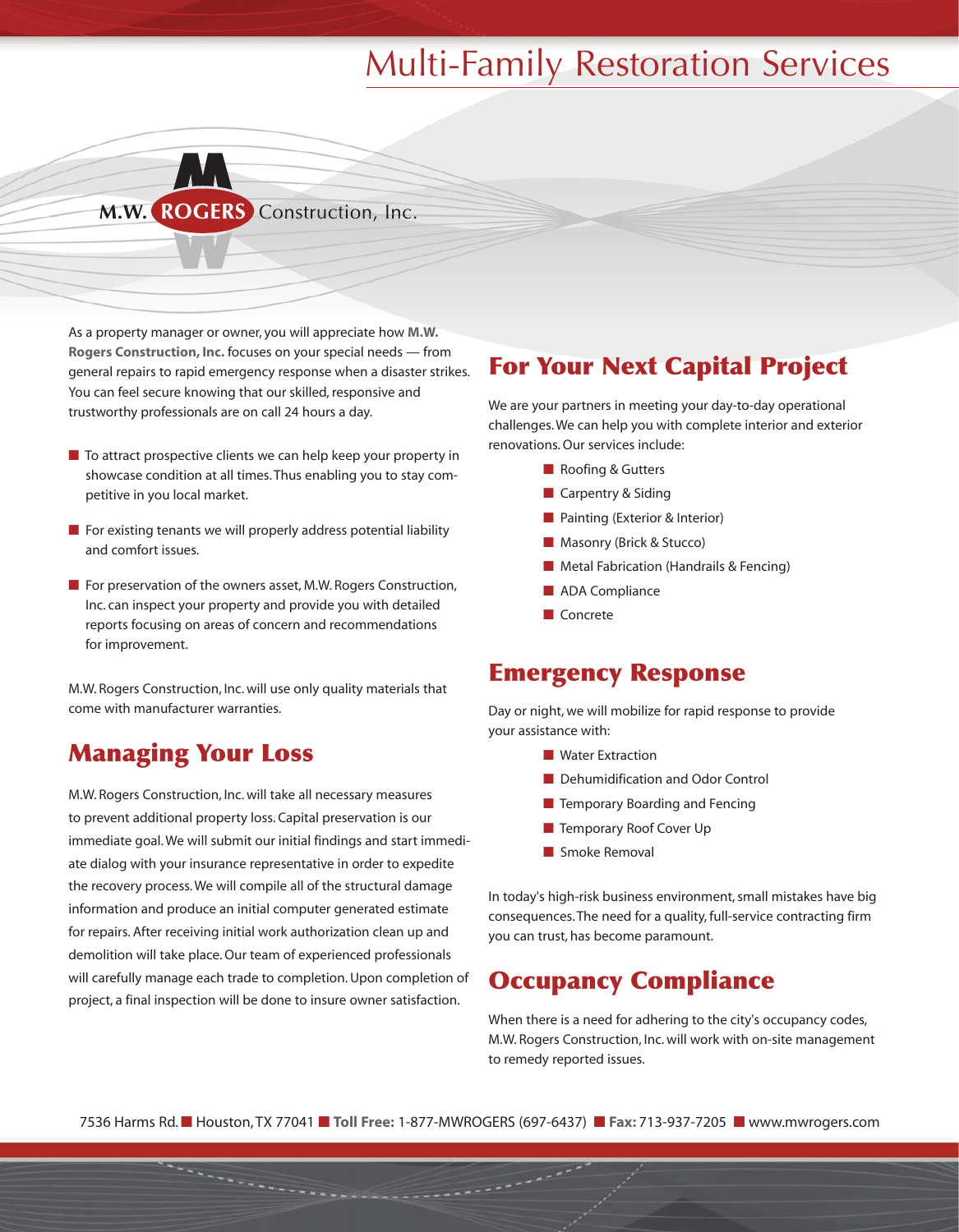# Multi-Family Restoration Services

M.W. ROGERS Construction, Inc.

As a property manager or owner, you will appreciate how **M.W. Rogers Construction, Inc.** focuses on your special needs — from general repairs to rapid emergency response when a disaster strikes. You can feel secure knowing that our skilled, responsive and trustworthy professionals are on call 24 hours a day.

- To attract prospective clients we can help keep your property in showcase condition at all times. Thus enabling you to stay competitive in you local market.
- For existing tenants we will properly address potential liability and comfort issues.
- For preservation of the owners asset, M.W. Rogers Construction, Inc. can inspect your property and provide you with detailed reports focusing on areas of concern and recommendations for improvement.

M.W. Rogers Construction, Inc. will use only quality materials that come with manufacturer warranties.

## Managing Your Loss

M.W. Rogers Construction, Inc. will take all necessary measures to prevent additional property loss. Capital preservation is our immediate goal. We will submit our initial findings and start immediate dialog with your insurance representative in order to expedite the recovery process. We will compile all of the structural damage information and produce an initial computer generated estimate for repairs. After receiving initial work authorization clean up and demolition will take place. Our team of experienced professionals will carefully manage each trade to completion. Upon completion of project, a final inspection will be done to insure owner satisfaction.

## For Your Next Capital Project

We are your partners in meeting your day-to-day operational challenges. We can help you with complete interior and exterior renovations. Our services include:

- Roofing & Gutters
- Carpentry & Siding
- Painting (Exterior & Interior)
- Masonry (Brick & Stucco)
- Metal Fabrication (Handrails & Fencing)
- ADA Compliance
- Concrete

## Emergency Response

Day or night, we will mobilize for rapid response to provide your assistance with:

- Water Extraction
- Dehumidification and Odor Control
- Temporary Boarding and Fencing
- Temporary Roof Cover Up
- Smoke Removal

In today's high-risk business environment, small mistakes have big consequences. The need for a quality, full-service contracting firm you can trust, has become paramount.

## Occupancy Compliance

When there is a need for adhering to the city's occupancy codes, M.W. Rogers Construction, Inc. will work with on-site management to remedy reported issues.

7536 Harms Rd. ■ Houston, TX 77041 ■ **Toll Free:** 1-877-MWROGERS (697-6437) ■ **Fax:** 713-937-7205 ■ www.mwrogers.com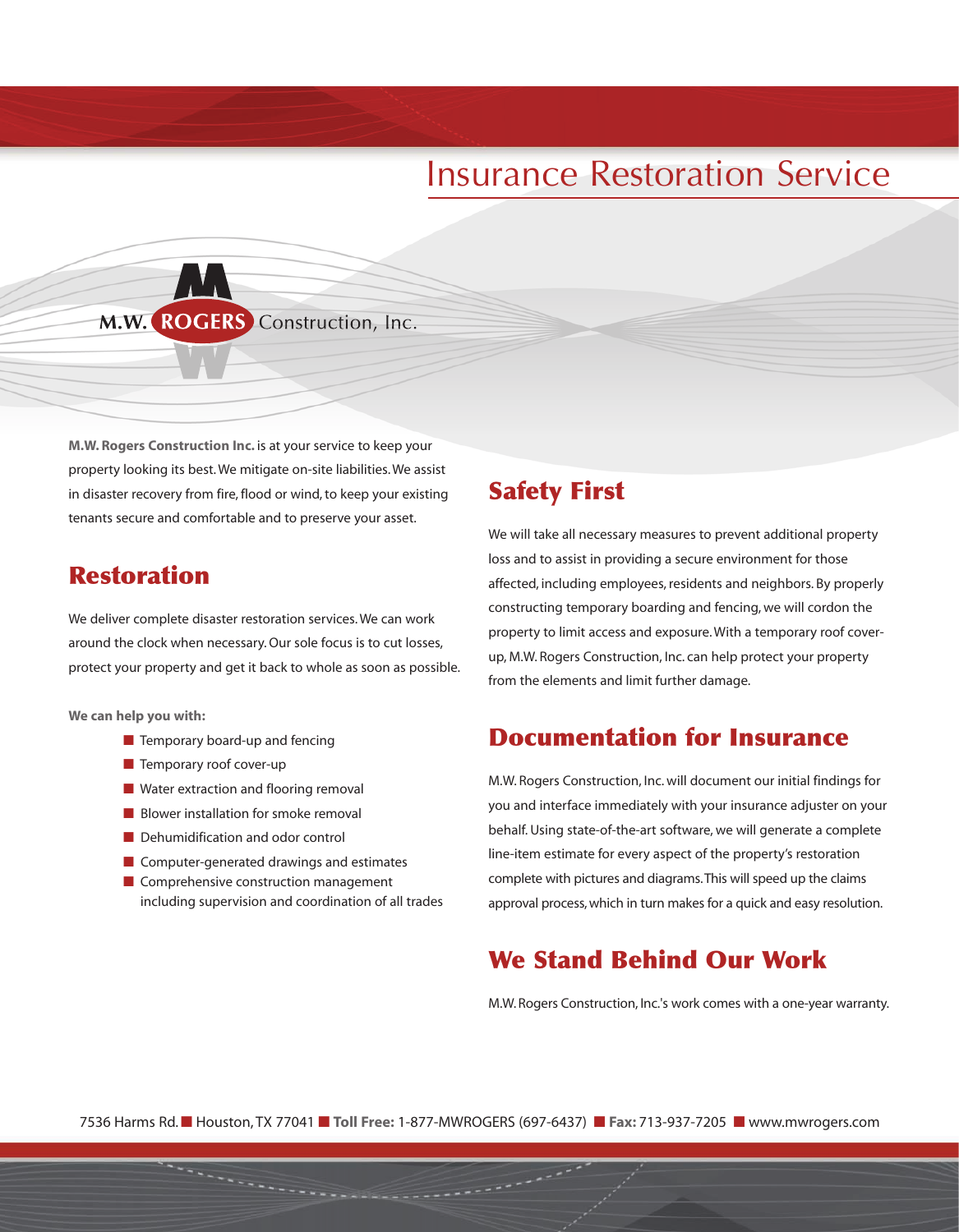# Insurance Restoration Service

M.W. ROGERS Construction, Inc.

**M.W. Rogers Construction Inc.** is at your service to keep your property looking its best. We mitigate on-site liabilities. We assist in disaster recovery from fire, flood or wind, to keep your existing tenants secure and comfortable and to preserve your asset.

## Restoration

We deliver complete disaster restoration services. We can work around the clock when necessary. Our sole focus is to cut losses, protect your property and get it back to whole as soon as possible.

**We can help you with:**

- Temporary board-up and fencing
- Temporary roof cover-up
- Water extraction and flooring removal
- Blower installation for smoke removal
- Dehumidification and odor control
- Computer-generated drawings and estimates
- Comprehensive construction management including supervision and coordination of all trades

## Safety First

We will take all necessary measures to prevent additional property loss and to assist in providing a secure environment for those affected, including employees, residents and neighbors. By properly constructing temporary boarding and fencing, we will cordon the property to limit access and exposure. With a temporary roof cover-up, M.W. Rogers Construction, Inc. can help protect your property from the elements and limit further damage.

## Documentation for Insurance

M.W. Rogers Construction, Inc. will document our initial findings for you and interface immediately with your insurance adjuster on your behalf. Using state-of-the-art software, we will generate a complete line-item estimate for every aspect of the property's restoration complete with pictures and diagrams. This will speed up the claims approval process, which in turn makes for a quick and easy resolution.

## We Stand Behind Our Work

M.W. Rogers Construction, Inc.'s work comes with a one-year warranty.

7536 Harms Rd. ■ Houston, TX 77041 ■ **Toll Free:** 1-877-MWROGERS (697-6437) ■ **Fax:** 713-937-7205 ■ www.mwrogers.com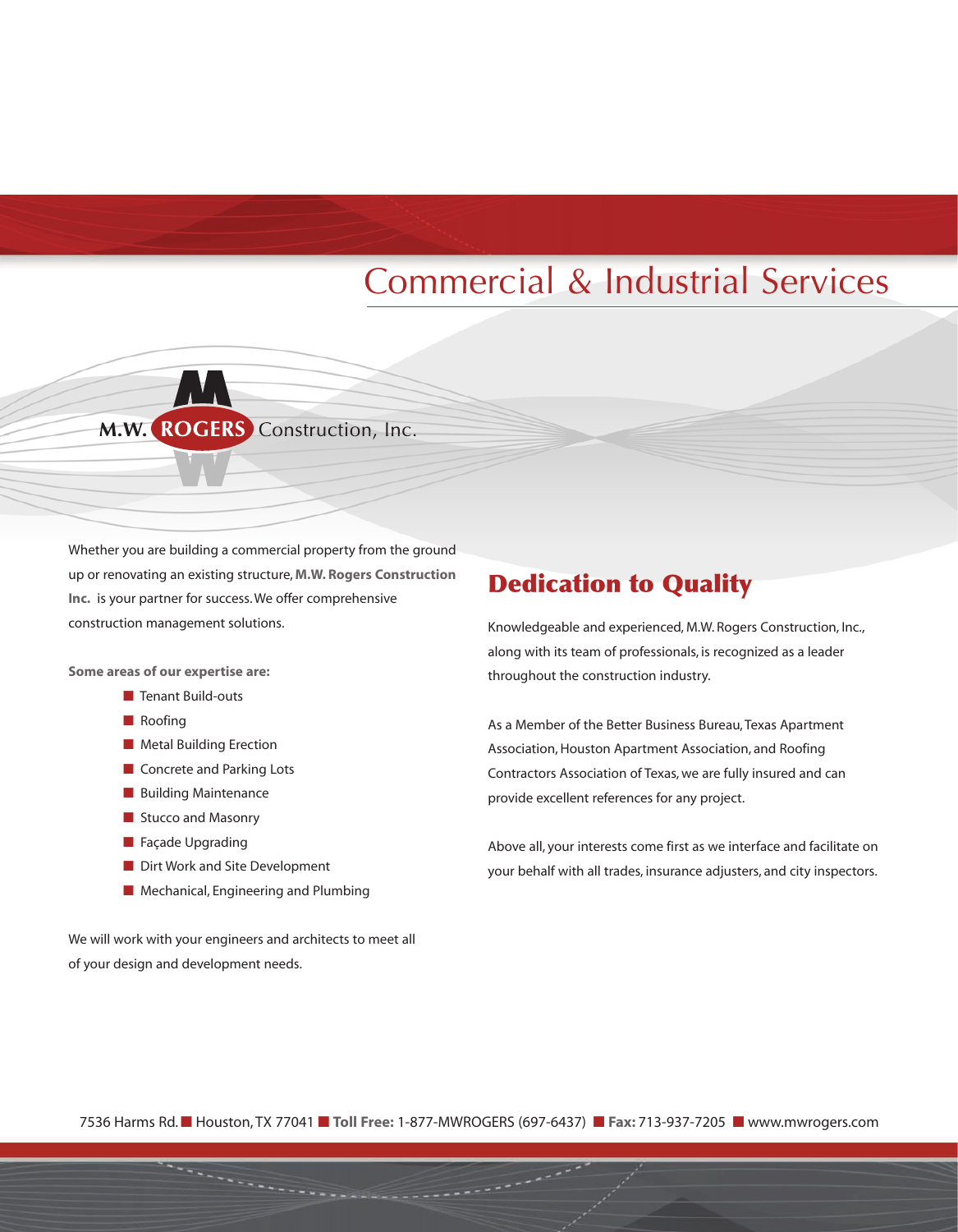# Commercial & Industrial Services

M.W. ROGERS Construction, Inc.

Whether you are building a commercial property from the ground up or renovating an existing structure, **M.W. Rogers Construction Inc.** is your partner for success. We offer comprehensive construction management solutions.

**Some areas of our expertise are:**

- Tenant Build-outs
- Roofing
- Metal Building Erection
- Concrete and Parking Lots
- Building Maintenance
- Stucco and Masonry
- Façade Upgrading
- Dirt Work and Site Development
- Mechanical, Engineering and Plumbing

We will work with your engineers and architects to meet all of your design and development needs.

## Dedication to Quality

Knowledgeable and experienced, M.W. Rogers Construction, Inc., along with its team of professionals, is recognized as a leader throughout the construction industry.

As a Member of the Better Business Bureau, Texas Apartment Association, Houston Apartment Association, and Roofing Contractors Association of Texas, we are fully insured and can provide excellent references for any project.

Above all, your interests come first as we interface and facilitate on your behalf with all trades, insurance adjusters, and city inspectors.

7536 Harms Rd. ■ Houston, TX 77041 ■ **Toll Free:** 1-877-MWROGERS (697-6437) ■ **Fax:** 713-937-7205 ■ www.mwrogers.com